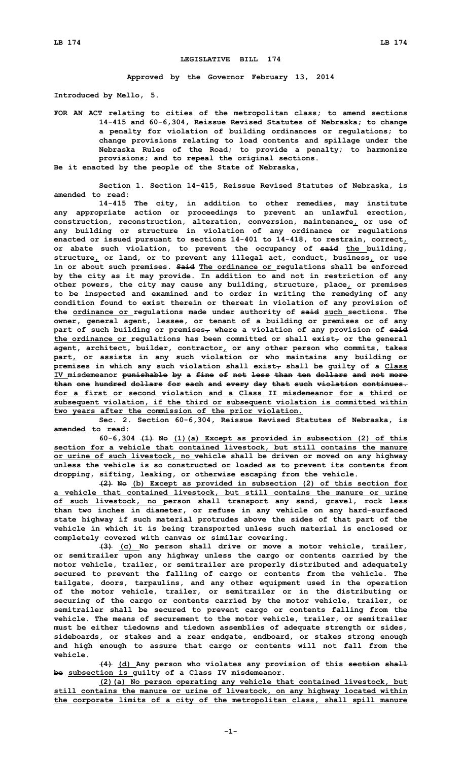# LEGISLATIVE BILL 174

**Approved by the Governor February 13, 2014**

**Introduced by Mello, 5.**

**FOR AN ACT relating to cities of the metropolitan class; to amend sections 14-415 and 60-6,304, Reissue Revised Statutes of Nebraska; to change a penalty for violation of building ordinances or regulations; to change provisions relating to load contents and spillage under the Nebraska Rules of the Road; to provide a penalty; to harmonize provisions; and to repeal the original sections.**

**Be it enacted by the people of the State of Nebraska,**

Section 1. Section 14-415, Reissue Revised Statutes of Nebraska, is amended to read:

14-415 The city, in addition to other remedies, may institute any appropriate action or proceedings to prevent an unlawful erection, construction, reconstruction, alteration, conversion, maintenance, or use of any building or structure in violation of any ordinance or regulations enacted or issued pursuant to sections 14-401 to 14-418, to restrain, correct, or abate such violation, to prevent the occupancy of ~~said~~ the building, structure, or land, or to prevent any illegal act, conduct, business, or use in or about such premises. ~~Said~~ The ordinance or regulations shall be enforced by the city as it may provide. In addition to and not in restriction of any other powers, the city may cause any building, structure, place, or premises to be inspected and examined and to order in writing the remedying of any condition found to exist therein or thereat in violation of any provision of the ordinance or regulations made under authority of ~~said~~ such sections. The owner, general agent, lessee, or tenant of a building or premises or of any part of such building or premises~~,~~ where a violation of any provision of ~~said~~ the ordinance or regulations has been committed or shall exist~~,~~ or the general agent, architect, builder, contractor, or any other person who commits, takes part, or assists in any such violation or who maintains any building or premises in which any such violation shall exist~~,~~ shall be guilty of a Class IV misdemeanor ~~punishable by a fine of not less than ten dollars and not more than one hundred dollars for each and every day that such violation continues.~~ for a first or second violation and a Class II misdemeanor for a third or subsequent violation, if the third or subsequent violation is committed within two years after the commission of the prior violation.

Sec. 2. Section 60-6,304, Reissue Revised Statutes of Nebraska, is amended to read:

60-6,304 ~~(1) No~~ (1)(a) Except as provided in subsection (2) of this section for a vehicle that contained livestock, but still contains the manure or urine of such livestock, no vehicle shall be driven or moved on any highway unless the vehicle is so constructed or loaded as to prevent its contents from dropping, sifting, leaking, or otherwise escaping from the vehicle.

~~(2) No~~ (b) Except as provided in subsection (2) of this section for a vehicle that contained livestock, but still contains the manure or urine of such livestock, no person shall transport any sand, gravel, rock less than two inches in diameter, or refuse in any vehicle on any hard-surfaced state highway if such material protrudes above the sides of that part of the vehicle in which it is being transported unless such material is enclosed or completely covered with canvas or similar covering.

~~(3)~~ (c) No person shall drive or move a motor vehicle, trailer, or semitrailer upon any highway unless the cargo or contents carried by the motor vehicle, trailer, or semitrailer are properly distributed and adequately secured to prevent the falling of cargo or contents from the vehicle. The tailgate, doors, tarpaulins, and any other equipment used in the operation of the motor vehicle, trailer, or semitrailer or in the distributing or securing of the cargo or contents carried by the motor vehicle, trailer, or semitrailer shall be secured to prevent cargo or contents falling from the vehicle. The means of securement to the motor vehicle, trailer, or semitrailer must be either tiedowns and tiedown assemblies of adequate strength or sides, sideboards, or stakes and a rear endgate, endboard, or stakes strong enough and high enough to assure that cargo or contents will not fall from the vehicle.

~~(4)~~ (d) Any person who violates any provision of this ~~section shall be~~ subsection is guilty of a Class IV misdemeanor.

(2)(a) No person operating any vehicle that contained livestock, but still contains the manure or urine of livestock, on any highway located within the corporate limits of a city of the metropolitan class, shall spill manure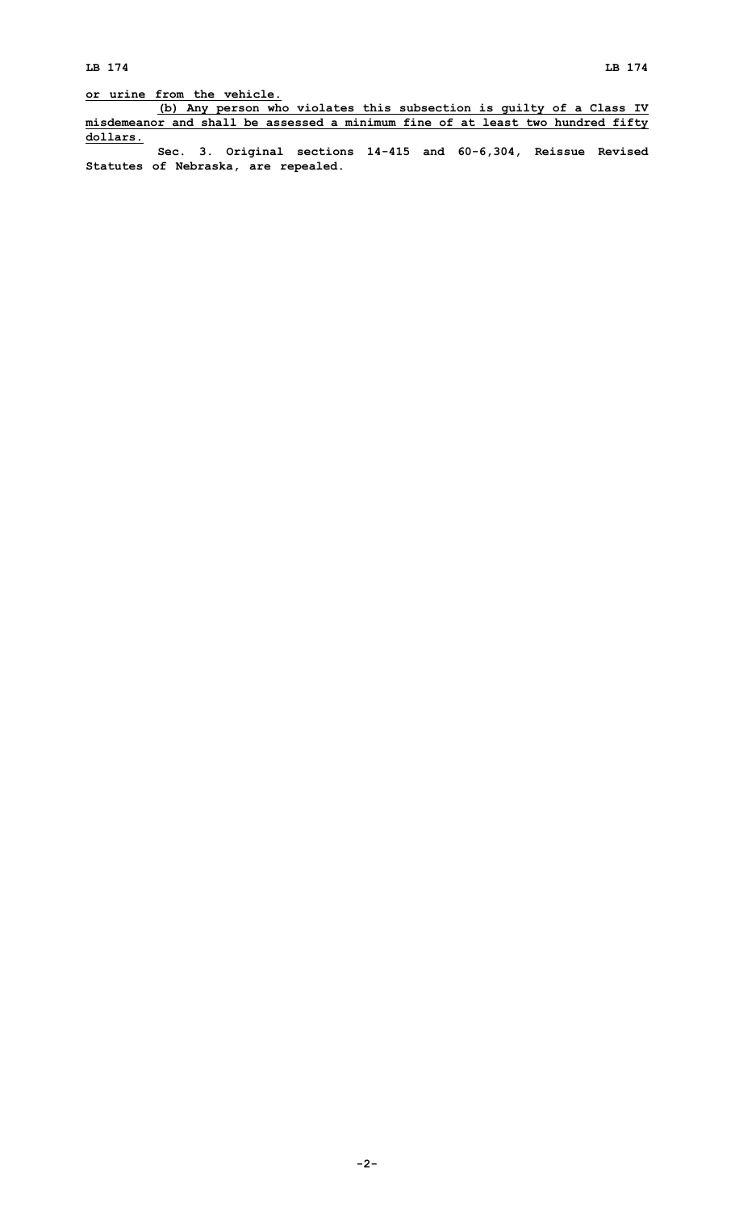or urine from the vehicle.

(b) Any person who violates this subsection is guilty of a Class IV misdemeanor and shall be assessed a minimum fine of at least two hundred fifty dollars.

Sec. 3. Original sections 14-415 and 60-6,304, Reissue Revised Statutes of Nebraska, are repealed.